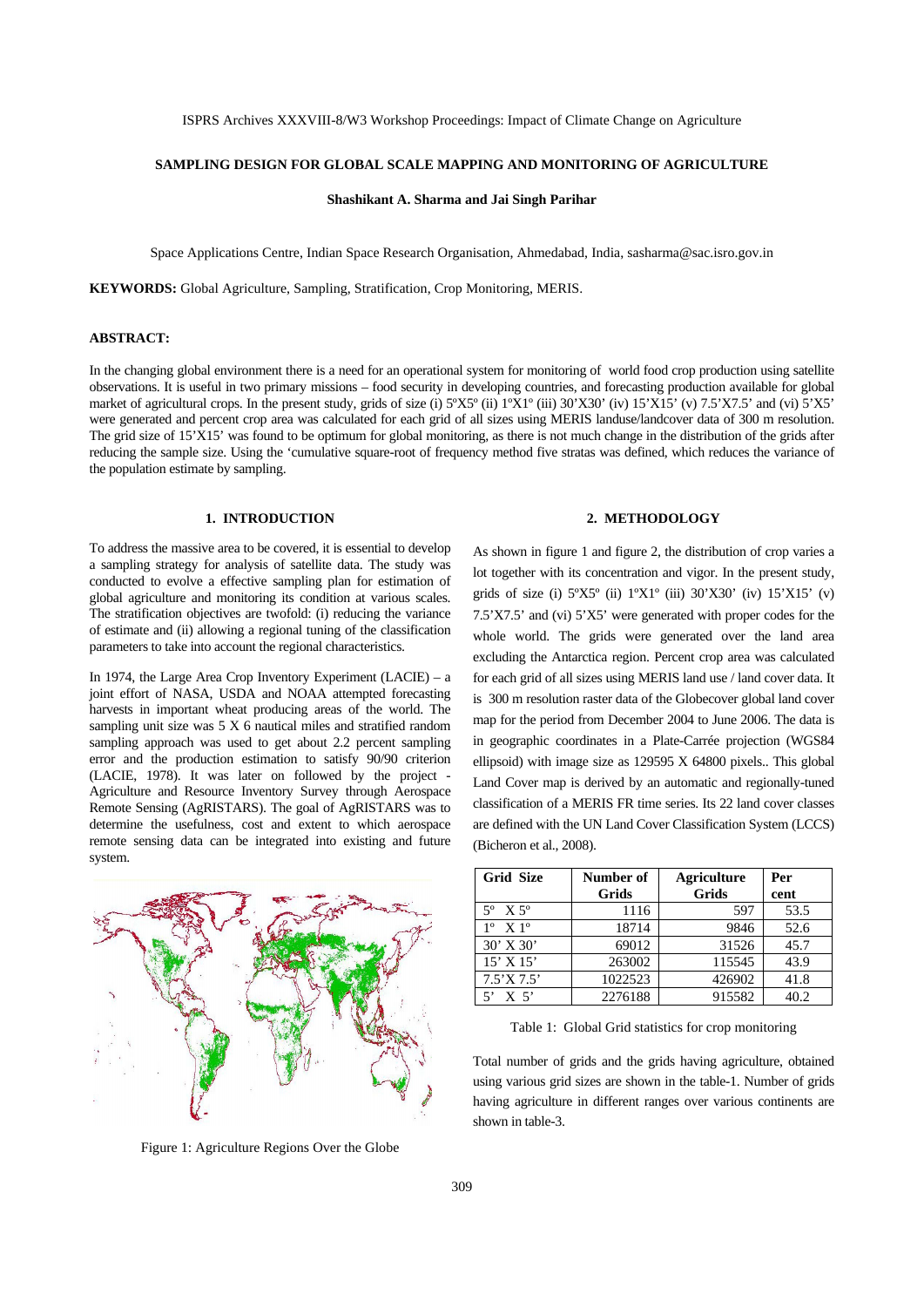# SAMPLING DESIGN FOR GLOBAL SCALE MAPPING AND MONITORING OF AGRICULTURE

**Shashikant A. Sharma and Jai Singh Parihar**

Space Applications Centre, Indian Space Research Organisation, Ahmedabad, India, sasharma@sac.isro.gov.in

**KEYWORDS:** Global Agriculture, Sampling, Stratification, Crop Monitoring, MERIS.

## ABSTRACT:

In the changing global environment there is a need for an operational system for monitoring of world food crop production using satellite observations. It is useful in two primary missions – food security in developing countries, and forecasting production available for global market of agricultural crops. In the present study, grids of size (i) 5ºX5º (ii) 1ºX1º (iii) 30'X30' (iv) 15'X15' (v) 7.5'X7.5' and (vi) 5'X5' were generated and percent crop area was calculated for each grid of all sizes using MERIS landuse/landcover data of 300 m resolution. The grid size of 15'X15' was found to be optimum for global monitoring, as there is not much change in the distribution of the grids after reducing the sample size. Using the 'cumulative square-root of frequency method five stratas was defined, which reduces the variance of the population estimate by sampling.

## 1. INTRODUCTION

To address the massive area to be covered, it is essential to develop a sampling strategy for analysis of satellite data. The study was conducted to evolve a effective sampling plan for estimation of global agriculture and monitoring its condition at various scales. The stratification objectives are twofold: (i) reducing the variance of estimate and (ii) allowing a regional tuning of the classification parameters to take into account the regional characteristics.

In 1974, the Large Area Crop Inventory Experiment (LACIE) – a joint effort of NASA, USDA and NOAA attempted forecasting harvests in important wheat producing areas of the world. The sampling unit size was 5 X 6 nautical miles and stratified random sampling approach was used to get about 2.2 percent sampling error and the production estimation to satisfy 90/90 criterion (LACIE, 1978). It was later on followed by the project - Agriculture and Resource Inventory Survey through Aerospace Remote Sensing (AgRISTARS). The goal of AgRISTARS was to determine the usefulness, cost and extent to which aerospace remote sensing data can be integrated into existing and future system.

Figure 1: Agriculture Regions Over the Globe

## 2. METHODOLOGY

As shown in figure 1 and figure 2, the distribution of crop varies a lot together with its concentration and vigor. In the present study, grids of size (i) 5ºX5º (ii) 1ºX1º (iii) 30'X30' (iv) 15'X15' (v) 7.5'X7.5' and (vi) 5'X5' were generated with proper codes for the whole world. The grids were generated over the land area excluding the Antarctica region. Percent crop area was calculated for each grid of all sizes using MERIS land use / land cover data. It is 300 m resolution raster data of the Globecover global land cover map for the period from December 2004 to June 2006. The data is in geographic coordinates in a Plate-Carrée projection (WGS84 ellipsoid) with image size as 129595 X 64800 pixels.. This global Land Cover map is derived by an automatic and regionally-tuned classification of a MERIS FR time series. Its 22 land cover classes are defined with the UN Land Cover Classification System (LCCS) (Bicheron et al., 2008).

| Grid Size | Number of Grids | Agriculture Grids | Per cent |
|---|---|---|---|
| 5º X 5º | 1116 | 597 | 53.5 |
| 1º X 1º | 18714 | 9846 | 52.6 |
| 30' X 30' | 69012 | 31526 | 45.7 |
| 15' X 15' | 263002 | 115545 | 43.9 |
| 7.5'X 7.5' | 1022523 | 426902 | 41.8 |
| 5' X 5' | 2276188 | 915582 | 40.2 |

Table 1: Global Grid statistics for crop monitoring

Total number of grids and the grids having agriculture, obtained using various grid sizes are shown in the table-1. Number of grids having agriculture in different ranges over various continents are shown in table-3.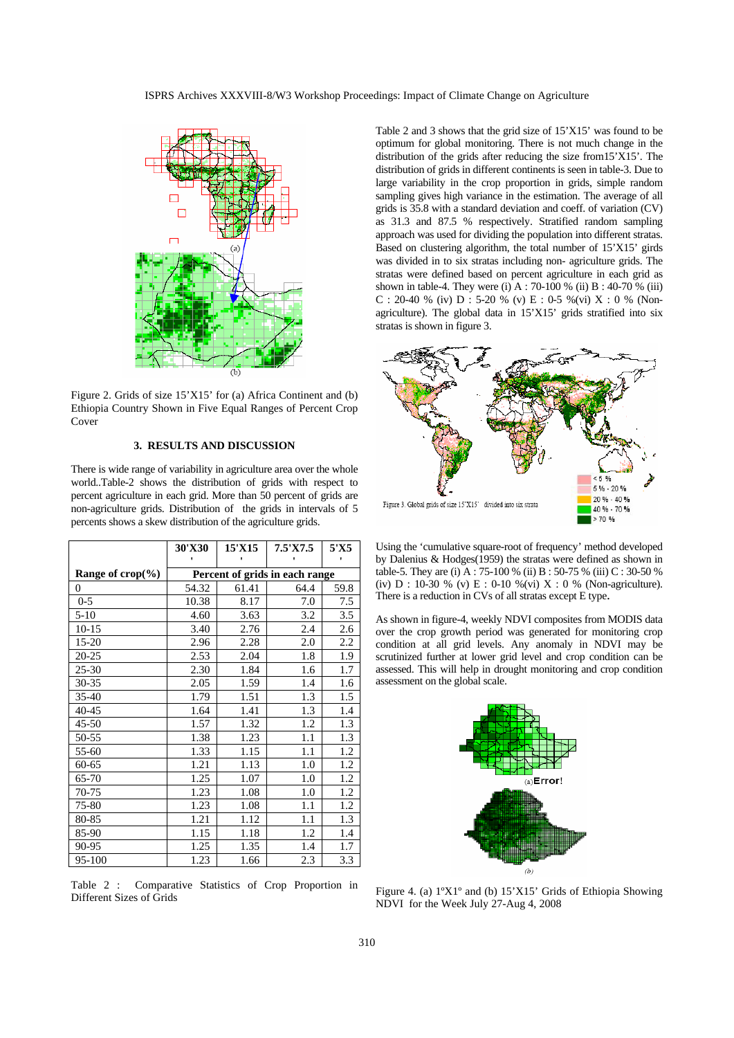Figure 2. Grids of size 15'X15' for (a) Africa Continent and (b) Ethiopia Country Shown in Five Equal Ranges of Percent Crop Cover

## 3. RESULTS AND DISCUSSION

There is wide range of variability in agriculture area over the whole world..Table-2 shows the distribution of grids with respect to percent agriculture in each grid. More than 50 percent of grids are non-agriculture grids. Distribution of the grids in intervals of 5 percents shows a skew distribution of the agriculture grids.

| Range of crop(%) | 30'X30' | 15'X15' | 7.5'X7.5' | 5'X5' |
|---|---|---|---|---|
| | Percent of grids in each range | | | |
| 0 | 54.32 | 61.41 | 64.4 | 59.8 |
| 0-5 | 10.38 | 8.17 | 7.0 | 7.5 |
| 5-10 | 4.60 | 3.63 | 3.2 | 3.5 |
| 10-15 | 3.40 | 2.76 | 2.4 | 2.6 |
| 15-20 | 2.96 | 2.28 | 2.0 | 2.2 |
| 20-25 | 2.53 | 2.04 | 1.8 | 1.9 |
| 25-30 | 2.30 | 1.84 | 1.6 | 1.7 |
| 30-35 | 2.05 | 1.59 | 1.4 | 1.6 |
| 35-40 | 1.79 | 1.51 | 1.3 | 1.5 |
| 40-45 | 1.64 | 1.41 | 1.3 | 1.4 |
| 45-50 | 1.57 | 1.32 | 1.2 | 1.3 |
| 50-55 | 1.38 | 1.23 | 1.1 | 1.3 |
| 55-60 | 1.33 | 1.15 | 1.1 | 1.2 |
| 60-65 | 1.21 | 1.13 | 1.0 | 1.2 |
| 65-70 | 1.25 | 1.07 | 1.0 | 1.2 |
| 70-75 | 1.23 | 1.08 | 1.0 | 1.2 |
| 75-80 | 1.23 | 1.08 | 1.1 | 1.2 |
| 80-85 | 1.21 | 1.12 | 1.1 | 1.3 |
| 85-90 | 1.15 | 1.18 | 1.2 | 1.4 |
| 90-95 | 1.25 | 1.35 | 1.4 | 1.7 |
| 95-100 | 1.23 | 1.66 | 2.3 | 3.3 |

Table 2 : Comparative Statistics of Crop Proportion in Different Sizes of Grids

Table 2 and 3 shows that the grid size of 15'X15' was found to be optimum for global monitoring. There is not much change in the distribution of the grids after reducing the size from15'X15'. The distribution of grids in different continents is seen in table-3. Due to large variability in the crop proportion in grids, simple random sampling gives high variance in the estimation. The average of all grids is 35.8 with a standard deviation and coeff. of variation (CV) as 31.3 and 87.5 % respectively. Stratified random sampling approach was used for dividing the population into different stratas. Based on clustering algorithm, the total number of 15'X15' grids was divided in to six stratas including non- agriculture grids. The stratas were defined based on percent agriculture in each grid as shown in table-4. They were (i) A : 70-100 % (ii) B : 40-70 % (iii) C : 20-40 % (iv) D : 5-20 % (v) E : 0-5 %(vi) X : 0 % (Non-agriculture). The global data in 15'X15' grids stratified into six stratas is shown in figure 3.

Figure 3. Global grids of size 15'X15' divided into six strata

Using the 'cumulative square-root of frequency' method developed by Dalenius & Hodges(1959) the stratas were defined as shown in table-5. They are (i) A : 75-100 % (ii) B : 50-75 % (iii) C : 30-50 % (iv) D : 10-30 % (v) E : 0-10 %(vi) X : 0 % (Non-agriculture). There is a reduction in CVs of all stratas except E type.

As shown in figure-4, weekly NDVI composites from MODIS data over the crop growth period was generated for monitoring crop condition at all grid levels. Any anomaly in NDVI may be scrutinized further at lower grid level and crop condition can be assessed. This will help in drought monitoring and crop condition assessment on the global scale.

Figure 4. (a) 1ºX1º and (b) 15'X15' Grids of Ethiopia Showing NDVI for the Week July 27-Aug 4, 2008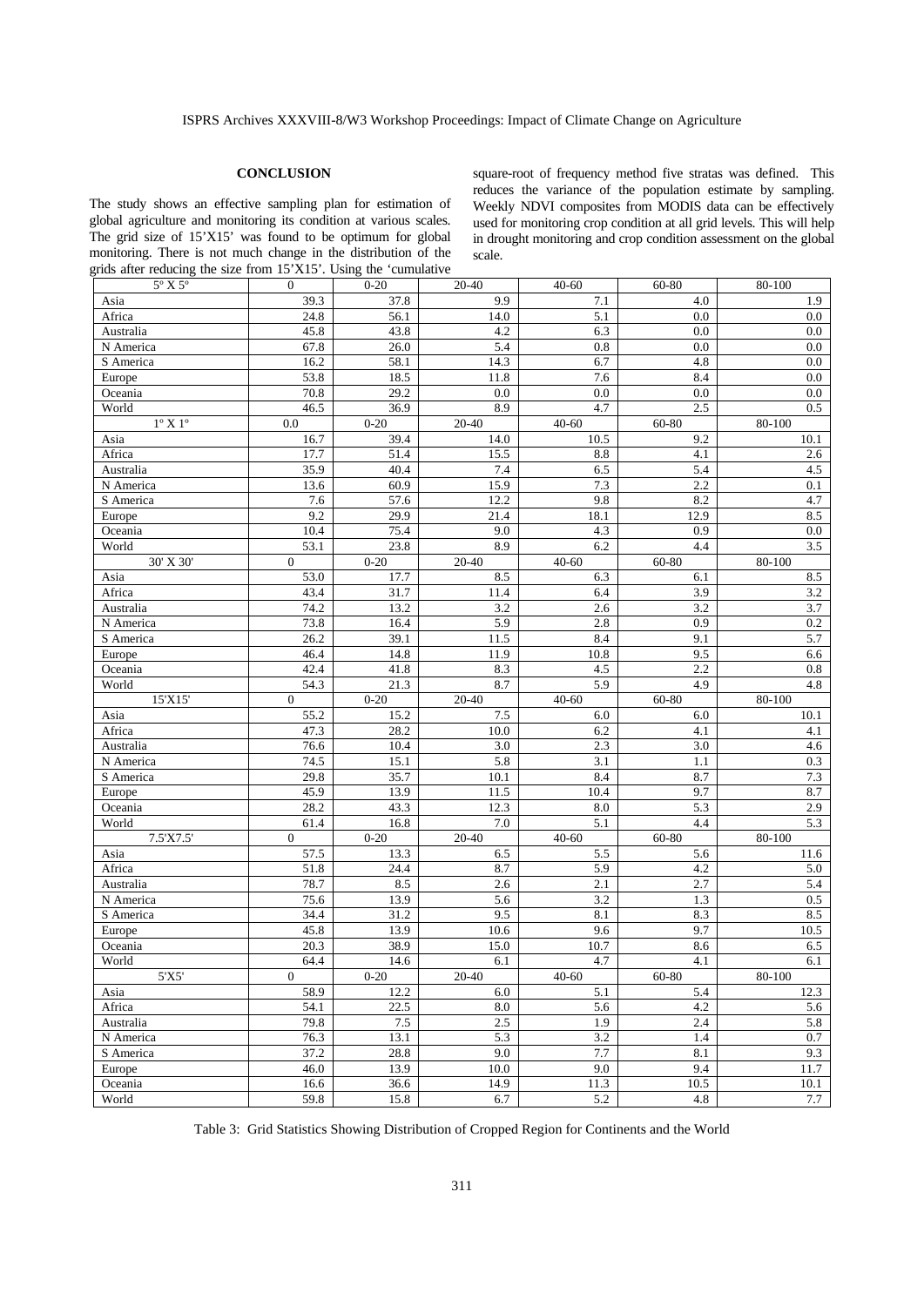## CONCLUSION

The study shows an effective sampling plan for estimation of global agriculture and monitoring its condition at various scales. The grid size of 15'X15' was found to be optimum for global monitoring. There is not much change in the distribution of the grids after reducing the size from 15'X15'. Using the 'cumulative square-root of frequency method five stratas was defined. This reduces the variance of the population estimate by sampling. Weekly NDVI composites from MODIS data can be effectively used for monitoring crop condition at all grid levels. This will help in drought monitoring and crop condition assessment on the global scale.

| 5° X 5° | 0 | 0-20 | 20-40 | 40-60 | 60-80 | 80-100 |
|---|---|---|---|---|---|---|
| Asia | 39.3 | 37.8 | 9.9 | 7.1 | 4.0 | 1.9 |
| Africa | 24.8 | 56.1 | 14.0 | 5.1 | 0.0 | 0.0 |
| Australia | 45.8 | 43.8 | 4.2 | 6.3 | 0.0 | 0.0 |
| N America | 67.8 | 26.0 | 5.4 | 0.8 | 0.0 | 0.0 |
| S America | 16.2 | 58.1 | 14.3 | 6.7 | 4.8 | 0.0 |
| Europe | 53.8 | 18.5 | 11.8 | 7.6 | 8.4 | 0.0 |
| Oceania | 70.8 | 29.2 | 0.0 | 0.0 | 0.0 | 0.0 |
| World | 46.5 | 36.9 | 8.9 | 4.7 | 2.5 | 0.5 |
| 1° X 1° | 0.0 | 0-20 | 20-40 | 40-60 | 60-80 | 80-100 |
| Asia | 16.7 | 39.4 | 14.0 | 10.5 | 9.2 | 10.1 |
| Africa | 17.7 | 51.4 | 15.5 | 8.8 | 4.1 | 2.6 |
| Australia | 35.9 | 40.4 | 7.4 | 6.5 | 5.4 | 4.5 |
| N America | 13.6 | 60.9 | 15.9 | 7.3 | 2.2 | 0.1 |
| S America | 7.6 | 57.6 | 12.2 | 9.8 | 8.2 | 4.7 |
| Europe | 9.2 | 29.9 | 21.4 | 18.1 | 12.9 | 8.5 |
| Oceania | 10.4 | 75.4 | 9.0 | 4.3 | 0.9 | 0.0 |
| World | 53.1 | 23.8 | 8.9 | 6.2 | 4.4 | 3.5 |
| 30' X 30' | 0 | 0-20 | 20-40 | 40-60 | 60-80 | 80-100 |
| Asia | 53.0 | 17.7 | 8.5 | 6.3 | 6.1 | 8.5 |
| Africa | 43.4 | 31.7 | 11.4 | 6.4 | 3.9 | 3.2 |
| Australia | 74.2 | 13.2 | 3.2 | 2.6 | 3.2 | 3.7 |
| N America | 73.8 | 16.4 | 5.9 | 2.8 | 0.9 | 0.2 |
| S America | 26.2 | 39.1 | 11.5 | 8.4 | 9.1 | 5.7 |
| Europe | 46.4 | 14.8 | 11.9 | 10.8 | 9.5 | 6.6 |
| Oceania | 42.4 | 41.8 | 8.3 | 4.5 | 2.2 | 0.8 |
| World | 54.3 | 21.3 | 8.7 | 5.9 | 4.9 | 4.8 |
| 15'X15' | 0 | 0-20 | 20-40 | 40-60 | 60-80 | 80-100 |
| Asia | 55.2 | 15.2 | 7.5 | 6.0 | 6.0 | 10.1 |
| Africa | 47.3 | 28.2 | 10.0 | 6.2 | 4.1 | 4.1 |
| Australia | 76.6 | 10.4 | 3.0 | 2.3 | 3.0 | 4.6 |
| N America | 74.5 | 15.1 | 5.8 | 3.1 | 1.1 | 0.3 |
| S America | 29.8 | 35.7 | 10.1 | 8.4 | 8.7 | 7.3 |
| Europe | 45.9 | 13.9 | 11.5 | 10.4 | 9.7 | 8.7 |
| Oceania | 28.2 | 43.3 | 12.3 | 8.0 | 5.3 | 2.9 |
| World | 61.4 | 16.8 | 7.0 | 5.1 | 4.4 | 5.3 |
| 7.5'X7.5' | 0 | 0-20 | 20-40 | 40-60 | 60-80 | 80-100 |
| Asia | 57.5 | 13.3 | 6.5 | 5.5 | 5.6 | 11.6 |
| Africa | 51.8 | 24.4 | 8.7 | 5.9 | 4.2 | 5.0 |
| Australia | 78.7 | 8.5 | 2.6 | 2.1 | 2.7 | 5.4 |
| N America | 75.6 | 13.9 | 5.6 | 3.2 | 1.3 | 0.5 |
| S America | 34.4 | 31.2 | 9.5 | 8.1 | 8.3 | 8.5 |
| Europe | 45.8 | 13.9 | 10.6 | 9.6 | 9.7 | 10.5 |
| Oceania | 20.3 | 38.9 | 15.0 | 10.7 | 8.6 | 6.5 |
| World | 64.4 | 14.6 | 6.1 | 4.7 | 4.1 | 6.1 |
| 5'X5' | 0 | 0-20 | 20-40 | 40-60 | 60-80 | 80-100 |
| Asia | 58.9 | 12.2 | 6.0 | 5.1 | 5.4 | 12.3 |
| Africa | 54.1 | 22.5 | 8.0 | 5.6 | 4.2 | 5.6 |
| Australia | 79.8 | 7.5 | 2.5 | 1.9 | 2.4 | 5.8 |
| N America | 76.3 | 13.1 | 5.3 | 3.2 | 1.4 | 0.7 |
| S America | 37.2 | 28.8 | 9.0 | 7.7 | 8.1 | 9.3 |
| Europe | 46.0 | 13.9 | 10.0 | 9.0 | 9.4 | 11.7 |
| Oceania | 16.6 | 36.6 | 14.9 | 11.3 | 10.5 | 10.1 |
| World | 59.8 | 15.8 | 6.7 | 5.2 | 4.8 | 7.7 |

Table 3: Grid Statistics Showing Distribution of Cropped Region for Continents and the World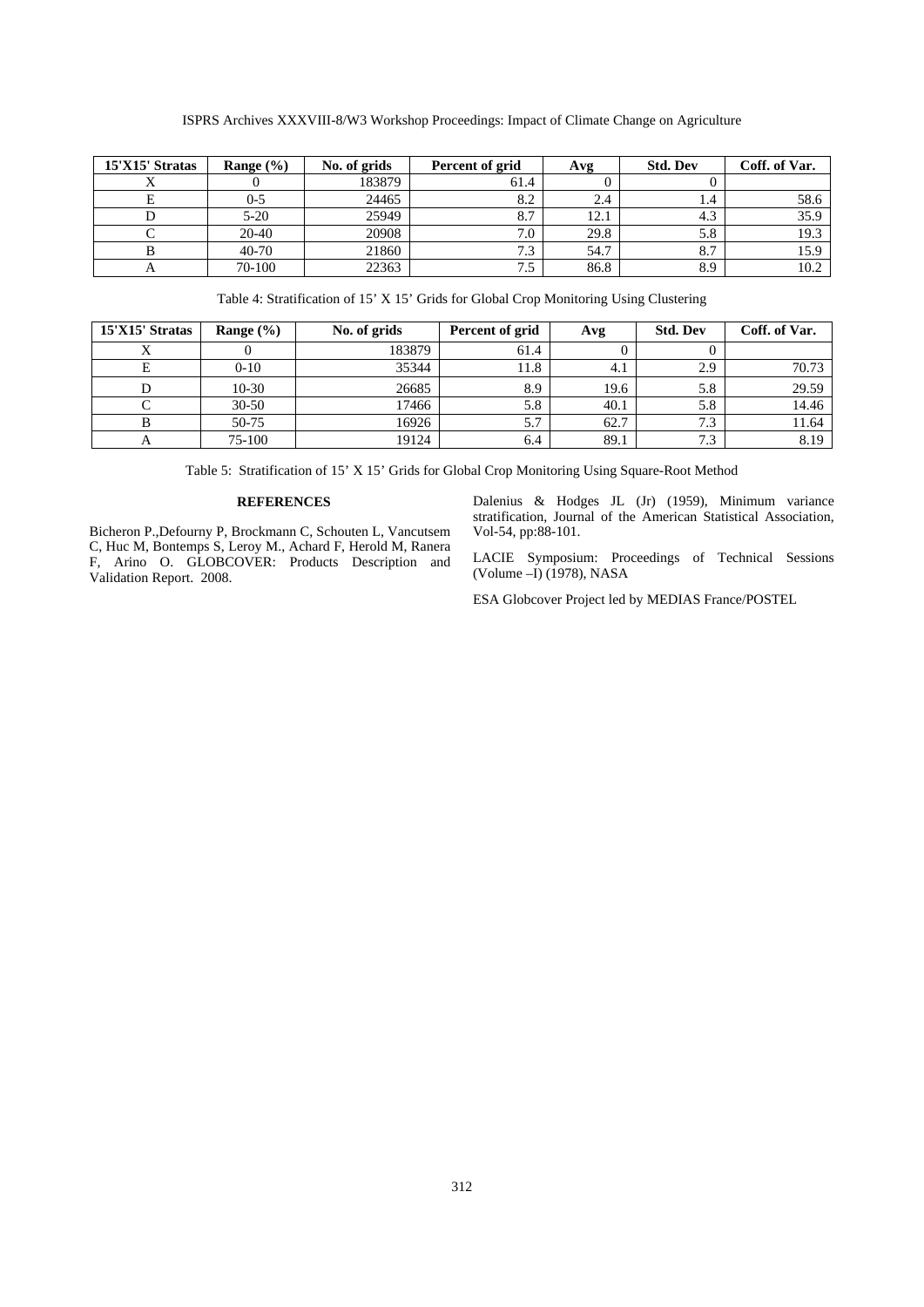| 15'X15' Stratas | Range (%) | No. of grids | Percent of grid | Avg | Std. Dev | Coff. of Var. |
|---|---|---|---|---|---|---|
| X | 0 | 183879 | 61.4 | 0 | 0 | |
| E | 0-5 | 24465 | 8.2 | 2.4 | 1.4 | 58.6 |
| D | 5-20 | 25949 | 8.7 | 12.1 | 4.3 | 35.9 |
| C | 20-40 | 20908 | 7.0 | 29.8 | 5.8 | 19.3 |
| B | 40-70 | 21860 | 7.3 | 54.7 | 8.7 | 15.9 |
| A | 70-100 | 22363 | 7.5 | 86.8 | 8.9 | 10.2 |

Table 4: Stratification of 15' X 15' Grids for Global Crop Monitoring Using Clustering

| 15'X15' Stratas | Range (%) | No. of grids | Percent of grid | Avg | Std. Dev | Coff. of Var. |
|---|---|---|---|---|---|---|
| X | 0 | 183879 | 61.4 | 0 | 0 | |
| E | 0-10 | 35344 | 11.8 | 4.1 | 2.9 | 70.73 |
| D | 10-30 | 26685 | 8.9 | 19.6 | 5.8 | 29.59 |
| C | 30-50 | 17466 | 5.8 | 40.1 | 5.8 | 14.46 |
| B | 50-75 | 16926 | 5.7 | 62.7 | 7.3 | 11.64 |
| A | 75-100 | 19124 | 6.4 | 89.1 | 7.3 | 8.19 |

Table 5: Stratification of 15' X 15' Grids for Global Crop Monitoring Using Square-Root Method

## REFERENCES

Bicheron P.,Defourny P, Brockmann C, Schouten L, Vancutsem C, Huc M, Bontemps S, Leroy M., Achard F, Herold M, Ranera F, Arino O. GLOBCOVER: Products Description and Validation Report. 2008.

Dalenius & Hodges JL (Jr) (1959), Minimum variance stratification, Journal of the American Statistical Association, Vol-54, pp:88-101.

LACIE Symposium: Proceedings of Technical Sessions (Volume –I) (1978), NASA

ESA Globcover Project led by MEDIAS France/POSTEL